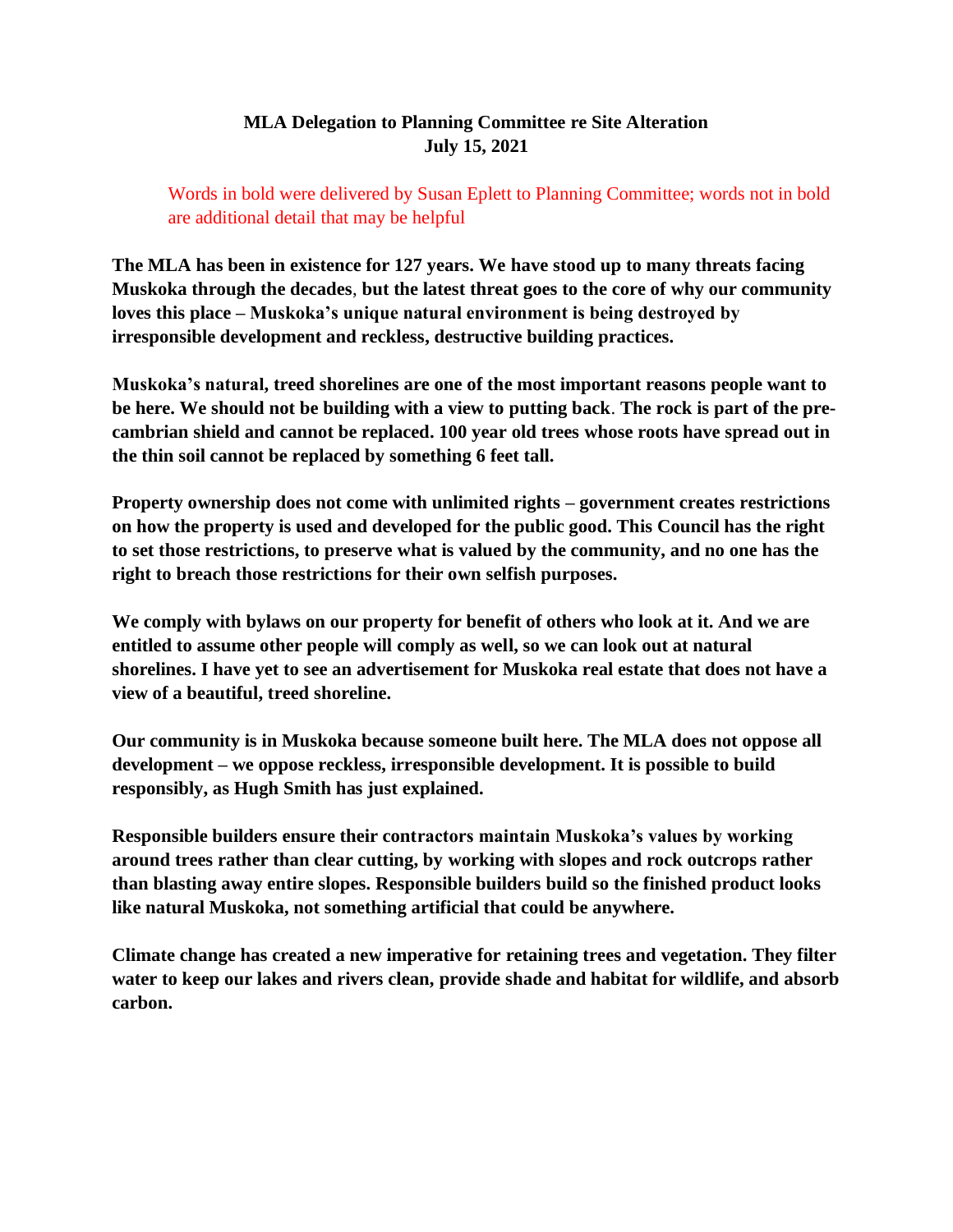**MLA Delegation to Planning Committee re Site Alteration**
**July 15, 2021**

Words in bold were delivered by Susan Eplett to Planning Committee; words not in bold are additional detail that may be helpful

**The MLA has been in existence for 127 years. We have stood up to many threats facing Muskoka through the decades, but the latest threat goes to the core of why our community loves this place – Muskoka's unique natural environment is being destroyed by irresponsible development and reckless, destructive building practices.**

**Muskoka's natural, treed shorelines are one of the most important reasons people want to be here. We should not be building with a view to putting back. The rock is part of the pre-cambrian shield and cannot be replaced. 100 year old trees whose roots have spread out in the thin soil cannot be replaced by something 6 feet tall.**

**Property ownership does not come with unlimited rights – government creates restrictions on how the property is used and developed for the public good. This Council has the right to set those restrictions, to preserve what is valued by the community, and no one has the right to breach those restrictions for their own selfish purposes.**

**We comply with bylaws on our property for benefit of others who look at it. And we are entitled to assume other people will comply as well, so we can look out at natural shorelines. I have yet to see an advertisement for Muskoka real estate that does not have a view of a beautiful, treed shoreline.**

**Our community is in Muskoka because someone built here. The MLA does not oppose all development – we oppose reckless, irresponsible development. It is possible to build responsibly, as Hugh Smith has just explained.**

**Responsible builders ensure their contractors maintain Muskoka's values by working around trees rather than clear cutting, by working with slopes and rock outcrops rather than blasting away entire slopes. Responsible builders build so the finished product looks like natural Muskoka, not something artificial that could be anywhere.**

**Climate change has created a new imperative for retaining trees and vegetation. They filter water to keep our lakes and rivers clean, provide shade and habitat for wildlife, and absorb carbon.**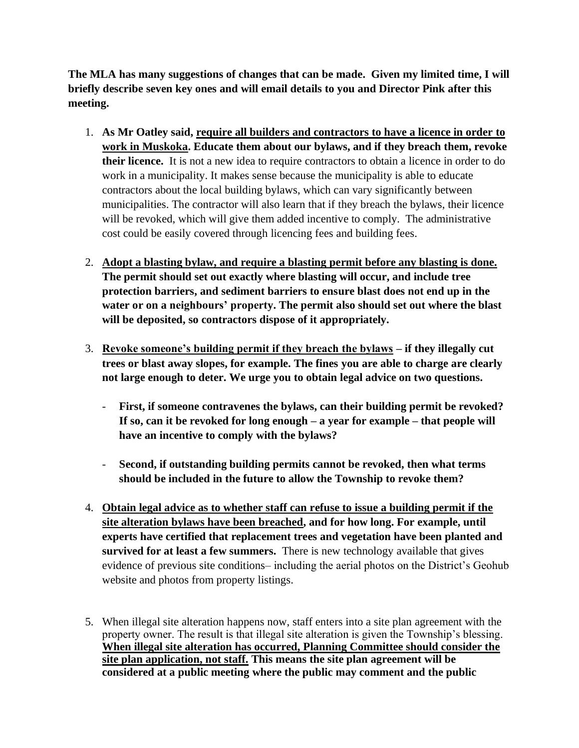**The MLA has many suggestions of changes that can be made. Given my limited time, I will briefly describe seven key ones and will email details to you and Director Pink after this meeting.**

1. **As Mr Oatley said, <u>require all builders and contractors to have a licence in order to work in Muskoka</u>. Educate them about our bylaws, and if they breach them, revoke their licence.** It is not a new idea to require contractors to obtain a licence in order to do work in a municipality. It makes sense because the municipality is able to educate contractors about the local building bylaws, which can vary significantly between municipalities. The contractor will also learn that if they breach the bylaws, their licence will be revoked, which will give them added incentive to comply. The administrative cost could be easily covered through licencing fees and building fees.

2. **<u>Adopt a blasting bylaw, and require a blasting permit before any blasting is done.</u> The permit should set out exactly where blasting will occur, and include tree protection barriers, and sediment barriers to ensure blast does not end up in the water or on a neighbours' property. The permit also should set out where the blast will be deposited, so contractors dispose of it appropriately.**

3. **<u>Revoke someone's building permit if they breach the bylaws</u> – if they illegally cut trees or blast away slopes, for example. The fines you are able to charge are clearly not large enough to deter. We urge you to obtain legal advice on two questions.**

   - **First, if someone contravenes the bylaws, can their building permit be revoked? If so, can it be revoked for long enough – a year for example – that people will have an incentive to comply with the bylaws?**

   - **Second, if outstanding building permits cannot be revoked, then what terms should be included in the future to allow the Township to revoke them?**

4. **<u>Obtain legal advice as to whether staff can refuse to issue a building permit if the site alteration bylaws have been breached</u>, and for how long. For example, until experts have certified that replacement trees and vegetation have been planted and survived for at least a few summers.** There is new technology available that gives evidence of previous site conditions– including the aerial photos on the District's Geohub website and photos from property listings.

5. When illegal site alteration happens now, staff enters into a site plan agreement with the property owner. The result is that illegal site alteration is given the Township's blessing. **<u>When illegal site alteration has occurred, Planning Committee should consider the site plan application, not staff.</u> This means the site plan agreement will be considered at a public meeting where the public may comment and the public**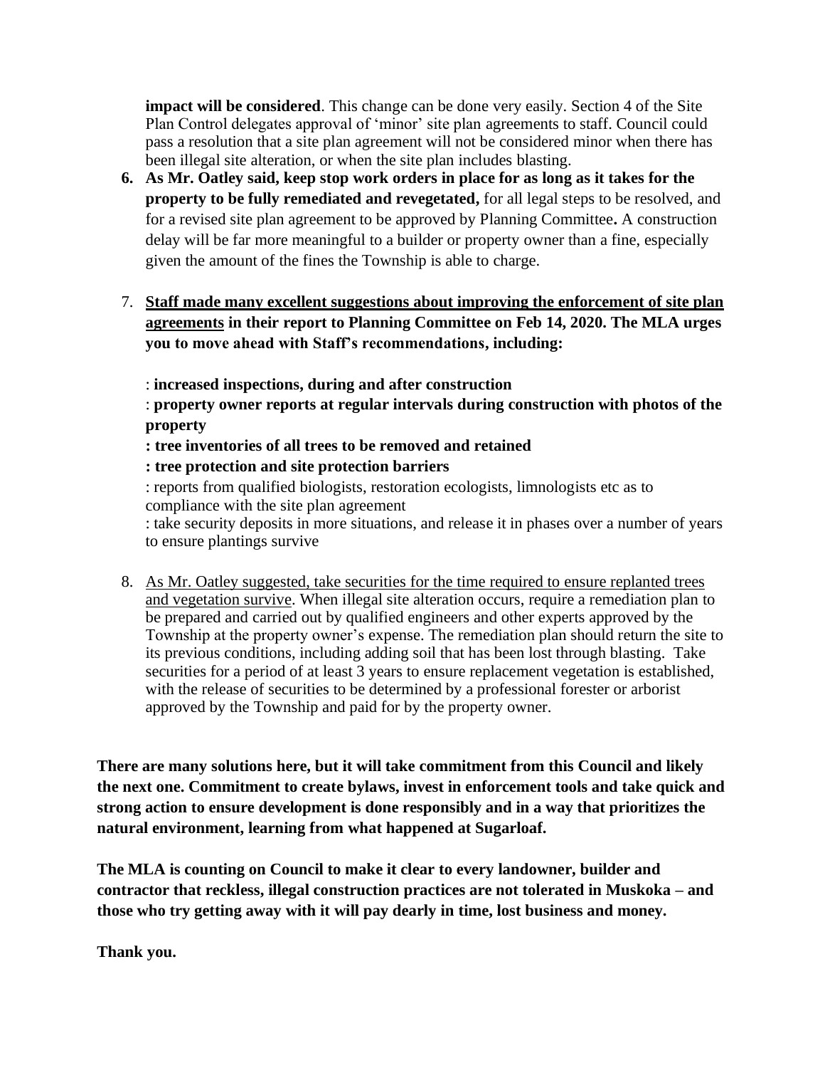**impact will be considered**. This change can be done very easily. Section 4 of the Site Plan Control delegates approval of 'minor' site plan agreements to staff. Council could pass a resolution that a site plan agreement will not be considered minor when there has been illegal site alteration, or when the site plan includes blasting.

6. **As Mr. Oatley said, keep stop work orders in place for as long as it takes for the property to be fully remediated and revegetated,** for all legal steps to be resolved, and for a revised site plan agreement to be approved by Planning Committee**.** A construction delay will be far more meaningful to a builder or property owner than a fine, especially given the amount of the fines the Township is able to charge.

7. **Staff made many excellent suggestions about improving the enforcement of site plan agreements in their report to Planning Committee on Feb 14, 2020. The MLA urges you to move ahead with Staff's recommendations, including:**

   : **increased inspections, during and after construction**
   : **property owner reports at regular intervals during construction with photos of the property**
   **: tree inventories of all trees to be removed and retained**
   **: tree protection and site protection barriers**
   : reports from qualified biologists, restoration ecologists, limnologists etc as to compliance with the site plan agreement
   : take security deposits in more situations, and release it in phases over a number of years to ensure plantings survive

8. As Mr. Oatley suggested, take securities for the time required to ensure replanted trees and vegetation survive. When illegal site alteration occurs, require a remediation plan to be prepared and carried out by qualified engineers and other experts approved by the Township at the property owner's expense. The remediation plan should return the site to its previous conditions, including adding soil that has been lost through blasting. Take securities for a period of at least 3 years to ensure replacement vegetation is established, with the release of securities to be determined by a professional forester or arborist approved by the Township and paid for by the property owner.

**There are many solutions here, but it will take commitment from this Council and likely the next one. Commitment to create bylaws, invest in enforcement tools and take quick and strong action to ensure development is done responsibly and in a way that prioritizes the natural environment, learning from what happened at Sugarloaf.**

**The MLA is counting on Council to make it clear to every landowner, builder and contractor that reckless, illegal construction practices are not tolerated in Muskoka – and those who try getting away with it will pay dearly in time, lost business and money.**

**Thank you.**